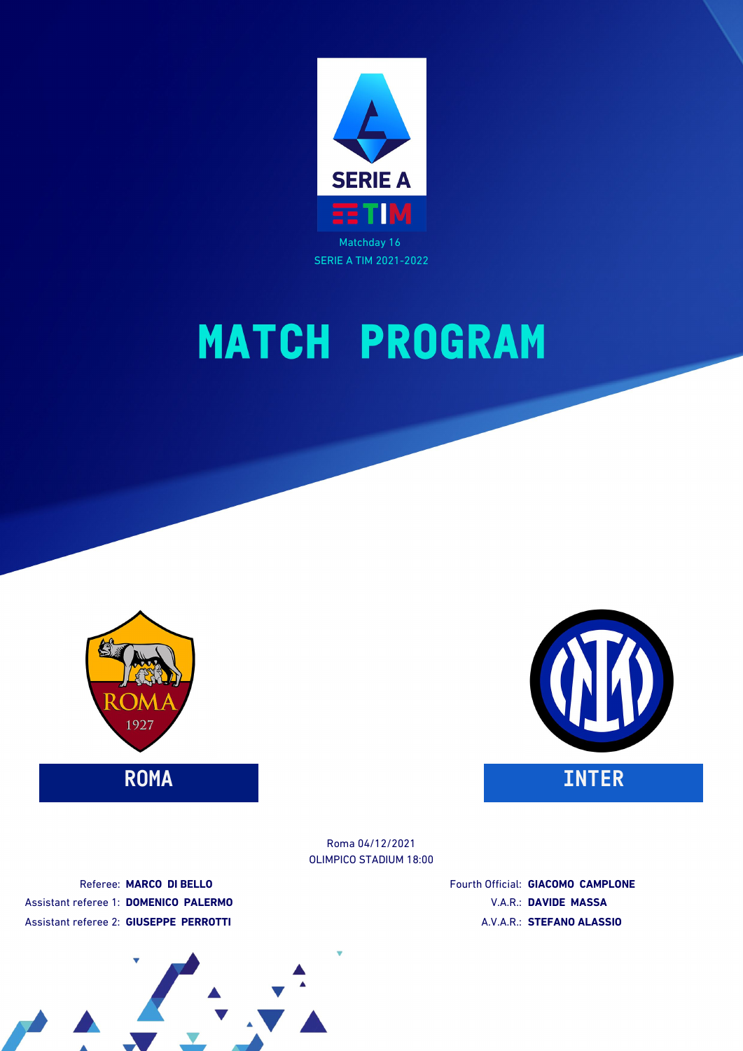SERIE A TIM

Matchday 16

SERIE A TIM 2021-2022

# MATCH PROGRAM

**ROMA**

**INTER**

Roma 04/12/2021

OLIMPICO STADIUM 18:00

Referee: **MARCO DI BELLO**

Assistant referee 1: **DOMENICO PALERMO**

Assistant referee 2: **GIUSEPPE PERROTTI**

Fourth Official: **GIACOMO CAMPLONE**

V.A.R.: **DAVIDE MASSA**

A.V.A.R.: **STEFANO ALASSIO**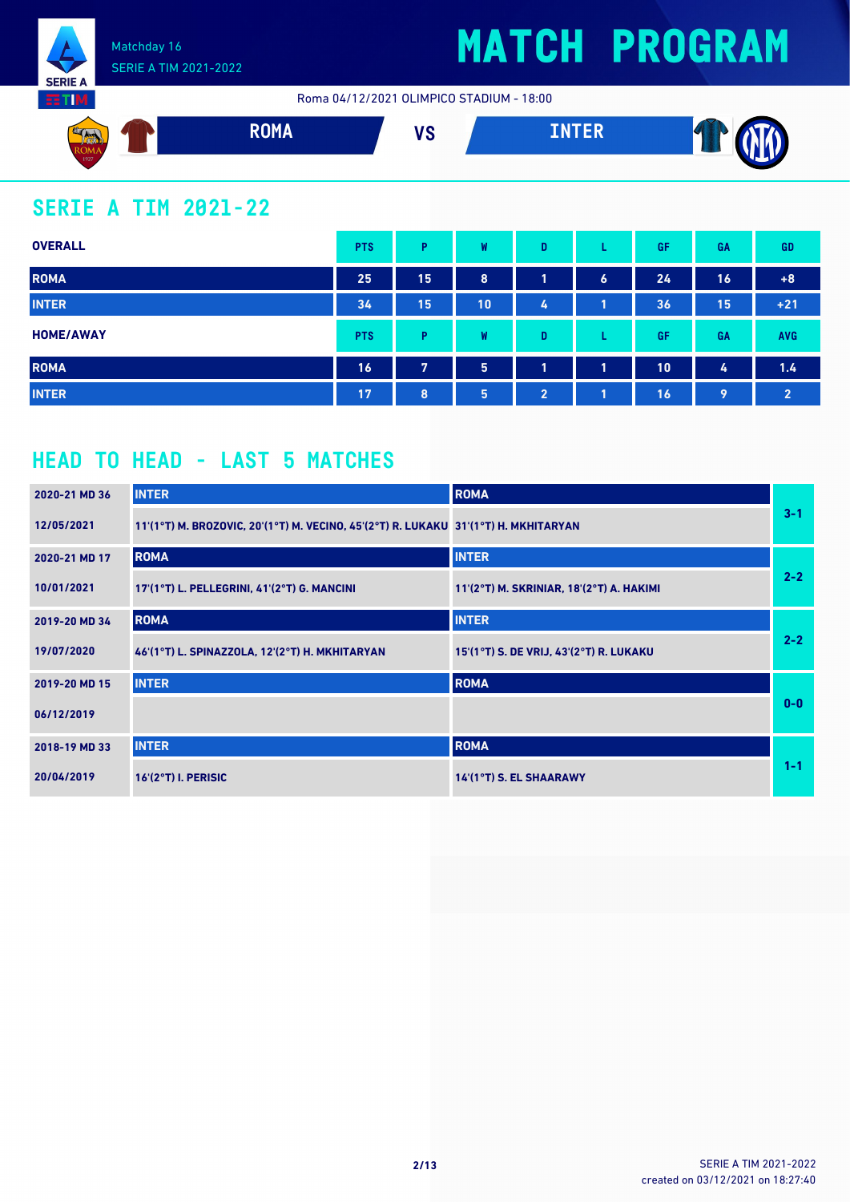Matchday 16
SERIE A TIM 2021-2022

# MATCH PROGRAM

Roma 04/12/2021 OLIMPICO STADIUM - 18:00

**ROMA** VS **INTER**

## SERIE A TIM 2021-22

| OVERALL | PTS | P | W | D | L | GF | GA | GD |
|---|---|---|---|---|---|---|---|---|
| ROMA | 25 | 15 | 8 | 1 | 6 | 24 | 16 | +8 |
| INTER | 34 | 15 | 10 | 4 | 1 | 36 | 15 | +21 |

| HOME/AWAY | PTS | P | W | D | L | GF | GA | AVG |
|---|---|---|---|---|---|---|---|---|
| ROMA | 16 | 7 | 5 | 1 | 1 | 10 | 4 | 1.4 |
| INTER | 17 | 8 | 5 | 2 | 1 | 16 | 9 | 2 |

## HEAD TO HEAD - LAST 5 MATCHES

| Match | Home | Away | Result |
|---|---|---|---|
| 2020-21 MD 36 | INTER | ROMA | 3-1 |
| 12/05/2021 | 11'(1°T) M. BROZOVIC, 20'(1°T) M. VECINO, 45'(2°T) R. LUKAKU | 31'(1°T) H. MKHITARYAN | |
| 2020-21 MD 17 | ROMA | INTER | 2-2 |
| 10/01/2021 | 17'(1°T) L. PELLEGRINI, 41'(2°T) G. MANCINI | 11'(2°T) M. SKRINIAR, 18'(2°T) A. HAKIMI | |
| 2019-20 MD 34 | ROMA | INTER | 2-2 |
| 19/07/2020 | 46'(1°T) L. SPINAZZOLA, 12'(2°T) H. MKHITARYAN | 15'(1°T) S. DE VRIJ, 43'(2°T) R. LUKAKU | |
| 2019-20 MD 15 | INTER | ROMA | 0-0 |
| 06/12/2019 | | | |
| 2018-19 MD 33 | INTER | ROMA | 1-1 |
| 20/04/2019 | 16'(2°T) I. PERISIC | 14'(1°T) S. EL SHAARAWY | |

created on 03/12/2021 on 18:27:40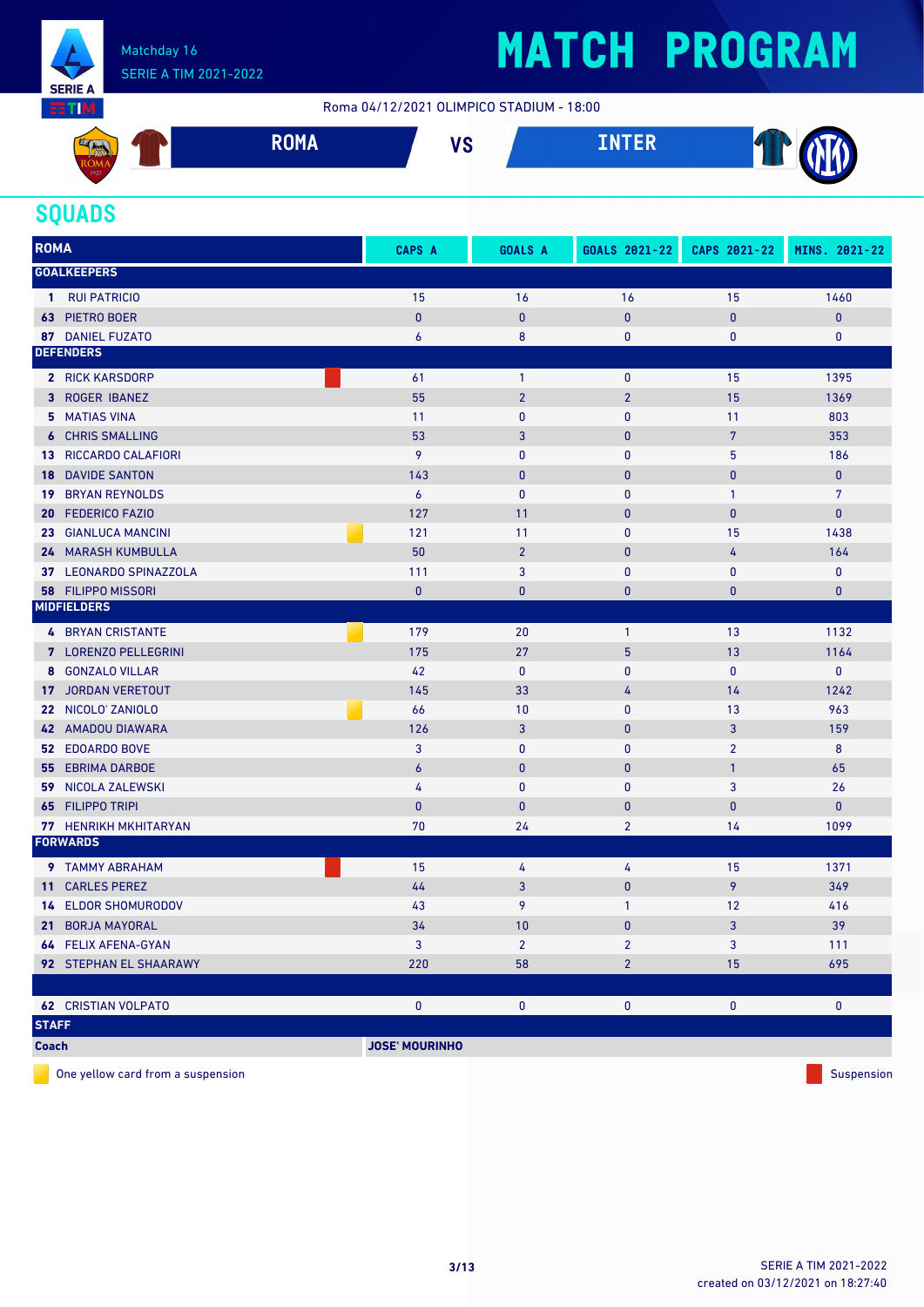# MATCH PROGRAM

Matchday 16
SERIE A TIM 2021-2022

Roma 04/12/2021 OLIMPICO STADIUM - 18:00

**ROMA** VS **INTER**

## SQUADS

| ROMA | | CAPS A | GOALS A | GOALS 2021-22 | CAPS 2021-22 | MINS. 2021-22 |
|---|---|---|---|---|---|---|
| **GOALKEEPERS** | | | | | | |
| 1 | RUI PATRICIO | 15 | 16 | 16 | 15 | 1460 |
| 63 | PIETRO BOER | 0 | 0 | 0 | 0 | 0 |
| 87 | DANIEL FUZATO | 6 | 8 | 0 | 0 | 0 |
| **DEFENDERS** | | | | | | |
| 2 | RICK KARSDORP (Suspension) | 61 | 1 | 0 | 15 | 1395 |
| 3 | ROGER IBANEZ | 55 | 2 | 2 | 15 | 1369 |
| 5 | MATIAS VINA | 11 | 0 | 0 | 11 | 803 |
| 6 | CHRIS SMALLING | 53 | 3 | 0 | 7 | 353 |
| 13 | RICCARDO CALAFIORI | 9 | 0 | 0 | 5 | 186 |
| 18 | DAVIDE SANTON | 143 | 0 | 0 | 0 | 0 |
| 19 | BRYAN REYNOLDS | 6 | 0 | 0 | 1 | 7 |
| 20 | FEDERICO FAZIO | 127 | 11 | 0 | 0 | 0 |
| 23 | GIANLUCA MANCINI (One yellow card from a suspension) | 121 | 11 | 0 | 15 | 1438 |
| 24 | MARASH KUMBULLA | 50 | 2 | 0 | 4 | 164 |
| 37 | LEONARDO SPINAZZOLA | 111 | 3 | 0 | 0 | 0 |
| 58 | FILIPPO MISSORI | 0 | 0 | 0 | 0 | 0 |
| **MIDFIELDERS** | | | | | | |
| 4 | BRYAN CRISTANTE (One yellow card from a suspension) | 179 | 20 | 1 | 13 | 1132 |
| 7 | LORENZO PELLEGRINI | 175 | 27 | 5 | 13 | 1164 |
| 8 | GONZALO VILLAR | 42 | 0 | 0 | 0 | 0 |
| 17 | JORDAN VERETOUT | 145 | 33 | 4 | 14 | 1242 |
| 22 | NICOLO' ZANIOLO (One yellow card from a suspension) | 66 | 10 | 0 | 13 | 963 |
| 42 | AMADOU DIAWARA | 126 | 3 | 0 | 3 | 159 |
| 52 | EDOARDO BOVE | 3 | 0 | 0 | 2 | 8 |
| 55 | EBRIMA DARBOE | 6 | 0 | 0 | 1 | 65 |
| 59 | NICOLA ZALEWSKI | 4 | 0 | 0 | 3 | 26 |
| 65 | FILIPPO TRIPI | 0 | 0 | 0 | 0 | 0 |
| 77 | HENRIKH MKHITARYAN | 70 | 24 | 2 | 14 | 1099 |
| **FORWARDS** | | | | | | |
| 9 | TAMMY ABRAHAM (Suspension) | 15 | 4 | 4 | 15 | 1371 |
| 11 | CARLES PEREZ | 44 | 3 | 0 | 9 | 349 |
| 14 | ELDOR SHOMURODOV | 43 | 9 | 1 | 12 | 416 |
| 21 | BORJA MAYORAL | 34 | 10 | 0 | 3 | 39 |
| 64 | FELIX AFENA-GYAN | 3 | 2 | 2 | 3 | 111 |
| 92 | STEPHAN EL SHAARAWY | 220 | 58 | 2 | 15 | 695 |
| | | | | | | |
| 62 | CRISTIAN VOLPATO | 0 | 0 | 0 | 0 | 0 |

| STAFF | |
|---|---|
| Coach | JOSE' MOURINHO |

One yellow card from a suspension — Suspension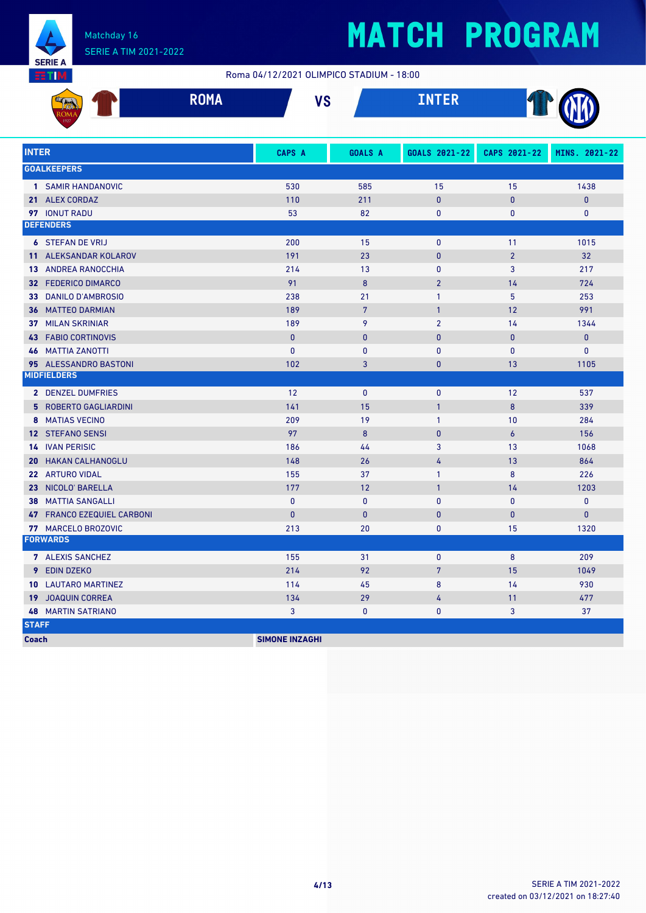# MATCH PROGRAM

Matchday 16
SERIE A TIM 2021-2022

Roma 04/12/2021 OLIMPICO STADIUM - 18:00

**ROMA** VS **INTER**

| INTER | CAPS A | GOALS A | GOALS 2021-22 | CAPS 2021-22 | MINS. 2021-22 |
|---|---|---|---|---|---|
| **GOALKEEPERS** | | | | | |
| **1** SAMIR HANDANOVIC | 530 | 585 | 15 | 15 | 1438 |
| **21** ALEX CORDAZ | 110 | 211 | 0 | 0 | 0 |
| **97** IONUT RADU | 53 | 82 | 0 | 0 | 0 |
| **DEFENDERS** | | | | | |
| **6** STEFAN DE VRIJ | 200 | 15 | 0 | 11 | 1015 |
| **11** ALEKSANDAR KOLAROV | 191 | 23 | 0 | 2 | 32 |
| **13** ANDREA RANOCCHIA | 214 | 13 | 0 | 3 | 217 |
| **32** FEDERICO DIMARCO | 91 | 8 | 2 | 14 | 724 |
| **33** DANILO D'AMBROSIO | 238 | 21 | 1 | 5 | 253 |
| **36** MATTEO DARMIAN | 189 | 7 | 1 | 12 | 991 |
| **37** MILAN SKRINIAR | 189 | 9 | 2 | 14 | 1344 |
| **43** FABIO CORTINOVIS | 0 | 0 | 0 | 0 | 0 |
| **46** MATTIA ZANOTTI | 0 | 0 | 0 | 0 | 0 |
| **95** ALESSANDRO BASTONI | 102 | 3 | 0 | 13 | 1105 |
| **MIDFIELDERS** | | | | | |
| **2** DENZEL DUMFRIES | 12 | 0 | 0 | 12 | 537 |
| **5** ROBERTO GAGLIARDINI | 141 | 15 | 1 | 8 | 339 |
| **8** MATIAS VECINO | 209 | 19 | 1 | 10 | 284 |
| **12** STEFANO SENSI | 97 | 8 | 0 | 6 | 156 |
| **14** IVAN PERISIC | 186 | 44 | 3 | 13 | 1068 |
| **20** HAKAN CALHANOGLU | 148 | 26 | 4 | 13 | 864 |
| **22** ARTURO VIDAL | 155 | 37 | 1 | 8 | 226 |
| **23** NICOLO' BARELLA | 177 | 12 | 1 | 14 | 1203 |
| **38** MATTIA SANGALLI | 0 | 0 | 0 | 0 | 0 |
| **47** FRANCO EZEQUIEL CARBONI | 0 | 0 | 0 | 0 | 0 |
| **77** MARCELO BROZOVIC | 213 | 20 | 0 | 15 | 1320 |
| **FORWARDS** | | | | | |
| **7** ALEXIS SANCHEZ | 155 | 31 | 0 | 8 | 209 |
| **9** EDIN DZEKO | 214 | 92 | 7 | 15 | 1049 |
| **10** LAUTARO MARTINEZ | 114 | 45 | 8 | 14 | 930 |
| **19** JOAQUIN CORREA | 134 | 29 | 4 | 11 | 477 |
| **48** MARTIN SATRIANO | 3 | 0 | 0 | 3 | 37 |
| **STAFF** | | | | | |
| **Coach** | **SIMONE INZAGHI** | | | | |

SERIE A TIM 2021-2022
created on 03/12/2021 on 18:27:40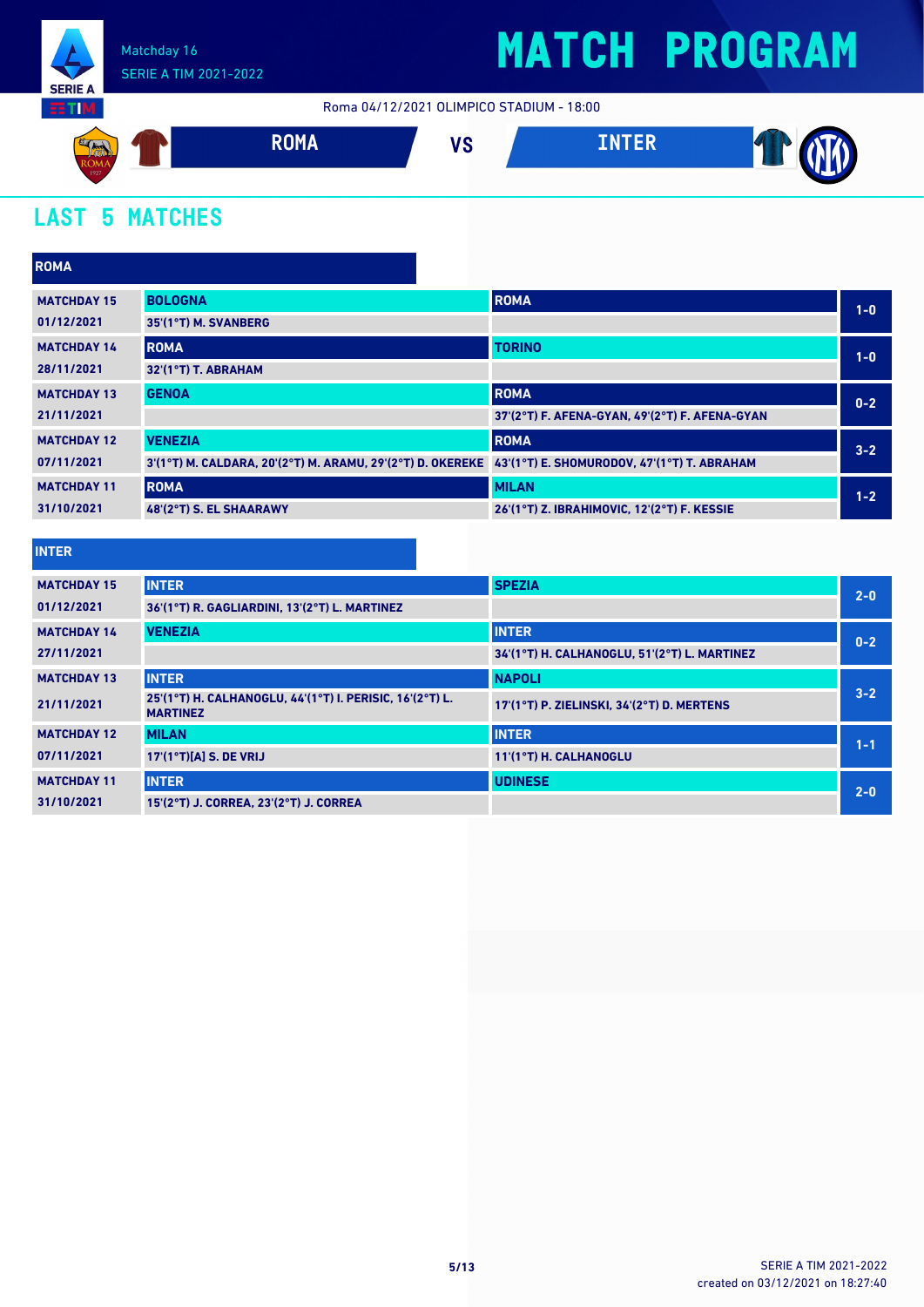Matchday 16
SERIE A TIM 2021-2022

# MATCH PROGRAM

Roma 04/12/2021 OLIMPICO STADIUM - 18:00

**ROMA** VS **INTER**

## LAST 5 MATCHES

### ROMA

| Matchday | Home | Away | Score |
|---|---|---|---|
| MATCHDAY 15<br>01/12/2021 | BOLOGNA<br>35'(1°T) M. SVANBERG | ROMA | 1-0 |
| MATCHDAY 14<br>28/11/2021 | ROMA<br>32'(1°T) T. ABRAHAM | TORINO | 1-0 |
| MATCHDAY 13<br>21/11/2021 | GENOA | ROMA<br>37'(2°T) F. AFENA-GYAN, 49'(2°T) F. AFENA-GYAN | 0-2 |
| MATCHDAY 12<br>07/11/2021 | VENEZIA<br>3'(1°T) M. CALDARA, 20'(2°T) M. ARAMU, 29'(2°T) D. OKEREKE | ROMA<br>43'(1°T) E. SHOMURODOV, 47'(1°T) T. ABRAHAM | 3-2 |
| MATCHDAY 11<br>31/10/2021 | ROMA<br>48'(2°T) S. EL SHAARAWY | MILAN<br>26'(1°T) Z. IBRAHIMOVIC, 12'(2°T) F. KESSIE | 1-2 |

### INTER

| Matchday | Home | Away | Score |
|---|---|---|---|
| MATCHDAY 15<br>01/12/2021 | INTER<br>36'(1°T) R. GAGLIARDINI, 13'(2°T) L. MARTINEZ | SPEZIA | 2-0 |
| MATCHDAY 14<br>27/11/2021 | VENEZIA | INTER<br>34'(1°T) H. CALHANOGLU, 51'(2°T) L. MARTINEZ | 0-2 |
| MATCHDAY 13<br>21/11/2021 | INTER<br>25'(1°T) H. CALHANOGLU, 44'(1°T) I. PERISIC, 16'(2°T) L. MARTINEZ | NAPOLI<br>17'(1°T) P. ZIELINSKI, 34'(2°T) D. MERTENS | 3-2 |
| MATCHDAY 12<br>07/11/2021 | MILAN<br>17'(1°T)[A] S. DE VRIJ | INTER<br>11'(1°T) H. CALHANOGLU | 1-1 |
| MATCHDAY 11<br>31/10/2021 | INTER<br>15'(2°T) J. CORREA, 23'(2°T) J. CORREA | UDINESE | 2-0 |

SERIE A TIM 2021-2022
created on 03/12/2021 on 18:27:40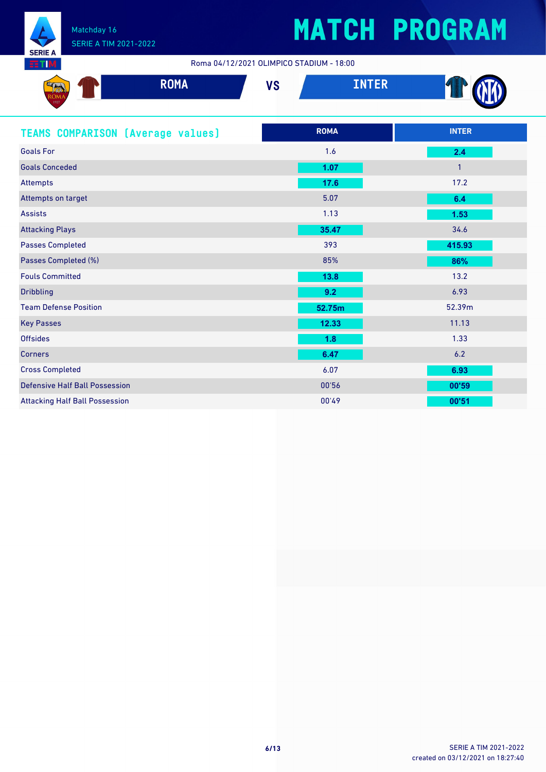Matchday 16
SERIE A TIM 2021-2022

# MATCH PROGRAM

Roma 04/12/2021 OLIMPICO STADIUM - 18:00

**ROMA** VS **INTER**

## TEAMS COMPARISON (Average values)

| | ROMA | INTER |
|---|---|---|
| Goals For | 1.6 | **2.4** |
| Goals Conceded | **1.07** | 1 |
| Attempts | **17.6** | 17.2 |
| Attempts on target | 5.07 | **6.4** |
| Assists | 1.13 | **1.53** |
| Attacking Plays | **35.47** | 34.6 |
| Passes Completed | 393 | **415.93** |
| Passes Completed (%) | 85% | **86%** |
| Fouls Committed | **13.8** | 13.2 |
| Dribbling | **9.2** | 6.93 |
| Team Defense Position | **52.75m** | 52.39m |
| Key Passes | **12.33** | 11.13 |
| Offsides | **1.8** | 1.33 |
| Corners | **6.47** | 6.2 |
| Cross Completed | 6.07 | **6.93** |
| Defensive Half Ball Possession | 00'56 | **00'59** |
| Attacking Half Ball Possession | 00'49 | **00'51** |

SERIE A TIM 2021-2022
created on 03/12/2021 on 18:27:40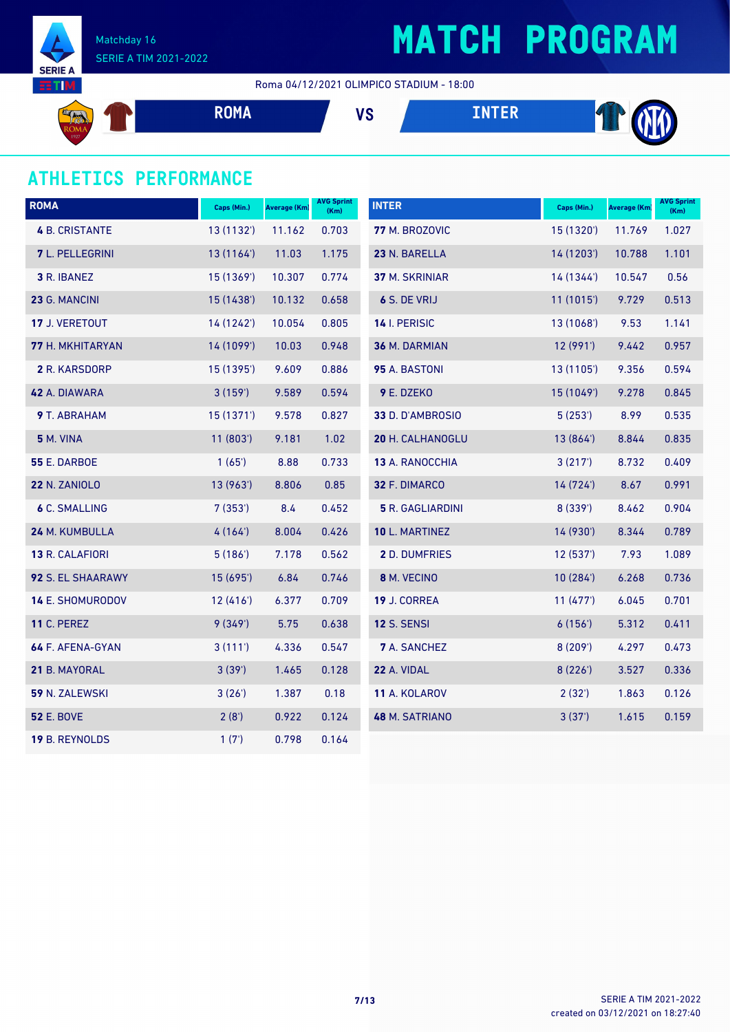Matchday 16
SERIE A TIM 2021-2022

# MATCH PROGRAM

Roma 04/12/2021 OLIMPICO STADIUM - 18:00

ROMA VS INTER

## ATHLETICS PERFORMANCE

| ROMA | Caps (Min.) | Average (Km) | AVG Sprint (Km) |
|---|---|---|---|
| **4** B. CRISTANTE | 13 (1132') | 11.162 | 0.703 |
| **7** L. PELLEGRINI | 13 (1164') | 11.03 | 1.175 |
| **3** R. IBANEZ | 15 (1369') | 10.307 | 0.774 |
| **23** G. MANCINI | 15 (1438') | 10.132 | 0.658 |
| **17** J. VERETOUT | 14 (1242') | 10.054 | 0.805 |
| **77** H. MKHITARYAN | 14 (1099') | 10.03 | 0.948 |
| **2** R. KARSDORP | 15 (1395') | 9.609 | 0.886 |
| **42** A. DIAWARA | 3 (159') | 9.589 | 0.594 |
| **9** T. ABRAHAM | 15 (1371') | 9.578 | 0.827 |
| **5** M. VINA | 11 (803') | 9.181 | 1.02 |
| **55** E. DARBOE | 1 (65') | 8.88 | 0.733 |
| **22** N. ZANIOLO | 13 (963') | 8.806 | 0.85 |
| **6** C. SMALLING | 7 (353') | 8.4 | 0.452 |
| **24** M. KUMBULLA | 4 (164') | 8.004 | 0.426 |
| **13** R. CALAFIORI | 5 (186') | 7.178 | 0.562 |
| **92** S. EL SHAARAWY | 15 (695') | 6.84 | 0.746 |
| **14** E. SHOMURODOV | 12 (416') | 6.377 | 0.709 |
| **11** C. PEREZ | 9 (349') | 5.75 | 0.638 |
| **64** F. AFENA-GYAN | 3 (111') | 4.336 | 0.547 |
| **21** B. MAYORAL | 3 (39') | 1.465 | 0.128 |
| **59** N. ZALEWSKI | 3 (26') | 1.387 | 0.18 |
| **52** E. BOVE | 2 (8') | 0.922 | 0.124 |
| **19** B. REYNOLDS | 1 (7') | 0.798 | 0.164 |

| INTER | Caps (Min.) | Average (Km) | AVG Sprint (Km) |
|---|---|---|---|
| **77** M. BROZOVIC | 15 (1320') | 11.769 | 1.027 |
| **23** N. BARELLA | 14 (1203') | 10.788 | 1.101 |
| **37** M. SKRINIAR | 14 (1344') | 10.547 | 0.56 |
| **6** S. DE VRIJ | 11 (1015') | 9.729 | 0.513 |
| **14** I. PERISIC | 13 (1068') | 9.53 | 1.141 |
| **36** M. DARMIAN | 12 (991') | 9.442 | 0.957 |
| **95** A. BASTONI | 13 (1105') | 9.356 | 0.594 |
| **9** E. DZEKO | 15 (1049') | 9.278 | 0.845 |
| **33** D. D'AMBROSIO | 5 (253') | 8.99 | 0.535 |
| **20** H. CALHANOGLU | 13 (864') | 8.844 | 0.835 |
| **13** A. RANOCCHIA | 3 (217') | 8.732 | 0.409 |
| **32** F. DIMARCO | 14 (724') | 8.67 | 0.991 |
| **5** R. GAGLIARDINI | 8 (339') | 8.462 | 0.904 |
| **10** L. MARTINEZ | 14 (930') | 8.344 | 0.789 |
| **2** D. DUMFRIES | 12 (537') | 7.93 | 1.089 |
| **8** M. VECINO | 10 (284') | 6.268 | 0.736 |
| **19** J. CORREA | 11 (477') | 6.045 | 0.701 |
| **12** S. SENSI | 6 (156') | 5.312 | 0.411 |
| **7** A. SANCHEZ | 8 (209') | 4.297 | 0.473 |
| **22** A. VIDAL | 8 (226') | 3.527 | 0.336 |
| **11** A. KOLAROV | 2 (32') | 1.863 | 0.126 |
| **48** M. SATRIANO | 3 (37') | 1.615 | 0.159 |

created on 03/12/2021 on 18:27:40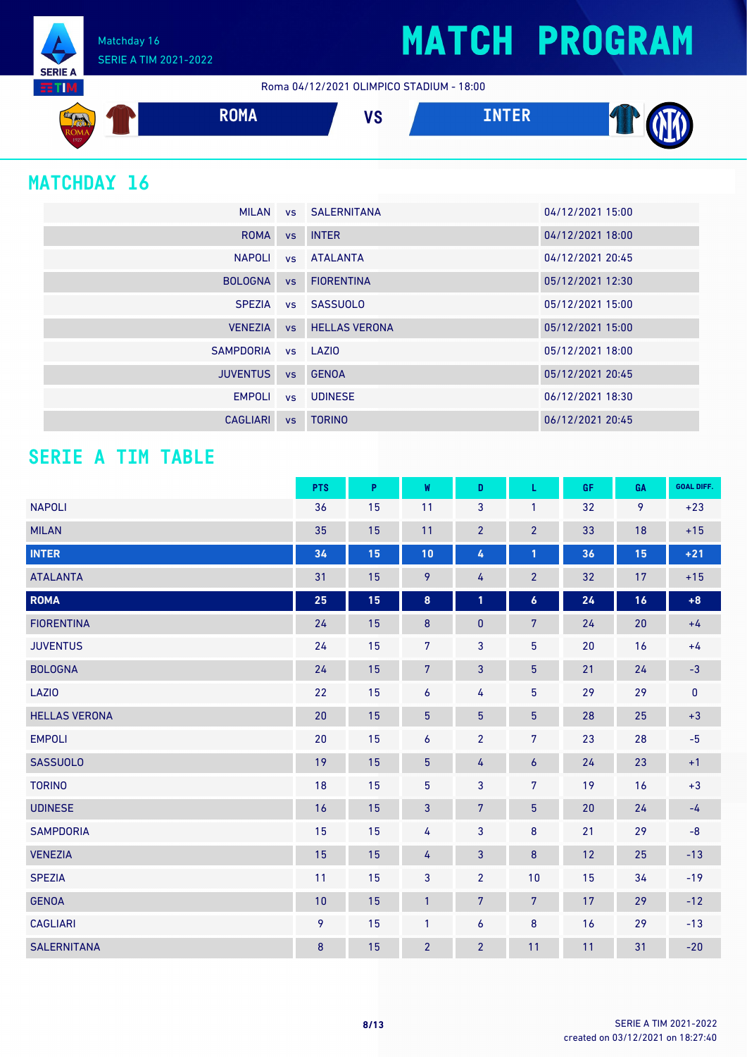# MATCH PROGRAM

Matchday 16
SERIE A TIM 2021-2022

Roma 04/12/2021 OLIMPICO STADIUM - 18:00

**ROMA** VS **INTER**

## MATCHDAY 16

| | | | |
|---|---|---|---|
| MILAN | vs | SALERNITANA | 04/12/2021 15:00 |
| ROMA | vs | INTER | 04/12/2021 18:00 |
| NAPOLI | vs | ATALANTA | 04/12/2021 20:45 |
| BOLOGNA | vs | FIORENTINA | 05/12/2021 12:30 |
| SPEZIA | vs | SASSUOLO | 05/12/2021 15:00 |
| VENEZIA | vs | HELLAS VERONA | 05/12/2021 15:00 |
| SAMPDORIA | vs | LAZIO | 05/12/2021 18:00 |
| JUVENTUS | vs | GENOA | 05/12/2021 20:45 |
| EMPOLI | vs | UDINESE | 06/12/2021 18:30 |
| CAGLIARI | vs | TORINO | 06/12/2021 20:45 |

## SERIE A TIM TABLE

| | PTS | P | W | D | L | GF | GA | GOAL DIFF. |
|---|---|---|---|---|---|---|---|---|
| NAPOLI | 36 | 15 | 11 | 3 | 1 | 32 | 9 | +23 |
| MILAN | 35 | 15 | 11 | 2 | 2 | 33 | 18 | +15 |
| **INTER** | **34** | **15** | **10** | **4** | **1** | **36** | **15** | **+21** |
| ATALANTA | 31 | 15 | 9 | 4 | 2 | 32 | 17 | +15 |
| **ROMA** | **25** | **15** | **8** | **1** | **6** | **24** | **16** | **+8** |
| FIORENTINA | 24 | 15 | 8 | 0 | 7 | 24 | 20 | +4 |
| JUVENTUS | 24 | 15 | 7 | 3 | 5 | 20 | 16 | +4 |
| BOLOGNA | 24 | 15 | 7 | 3 | 5 | 21 | 24 | -3 |
| LAZIO | 22 | 15 | 6 | 4 | 5 | 29 | 29 | 0 |
| HELLAS VERONA | 20 | 15 | 5 | 5 | 5 | 28 | 25 | +3 |
| EMPOLI | 20 | 15 | 6 | 2 | 7 | 23 | 28 | -5 |
| SASSUOLO | 19 | 15 | 5 | 4 | 6 | 24 | 23 | +1 |
| TORINO | 18 | 15 | 5 | 3 | 7 | 19 | 16 | +3 |
| UDINESE | 16 | 15 | 3 | 7 | 5 | 20 | 24 | -4 |
| SAMPDORIA | 15 | 15 | 4 | 3 | 8 | 21 | 29 | -8 |
| VENEZIA | 15 | 15 | 4 | 3 | 8 | 12 | 25 | -13 |
| SPEZIA | 11 | 15 | 3 | 2 | 10 | 15 | 34 | -19 |
| GENOA | 10 | 15 | 1 | 7 | 7 | 17 | 29 | -12 |
| CAGLIARI | 9 | 15 | 1 | 6 | 8 | 16 | 29 | -13 |
| SALERNITANA | 8 | 15 | 2 | 2 | 11 | 11 | 31 | -20 |

created on 03/12/2021 on 18:27:40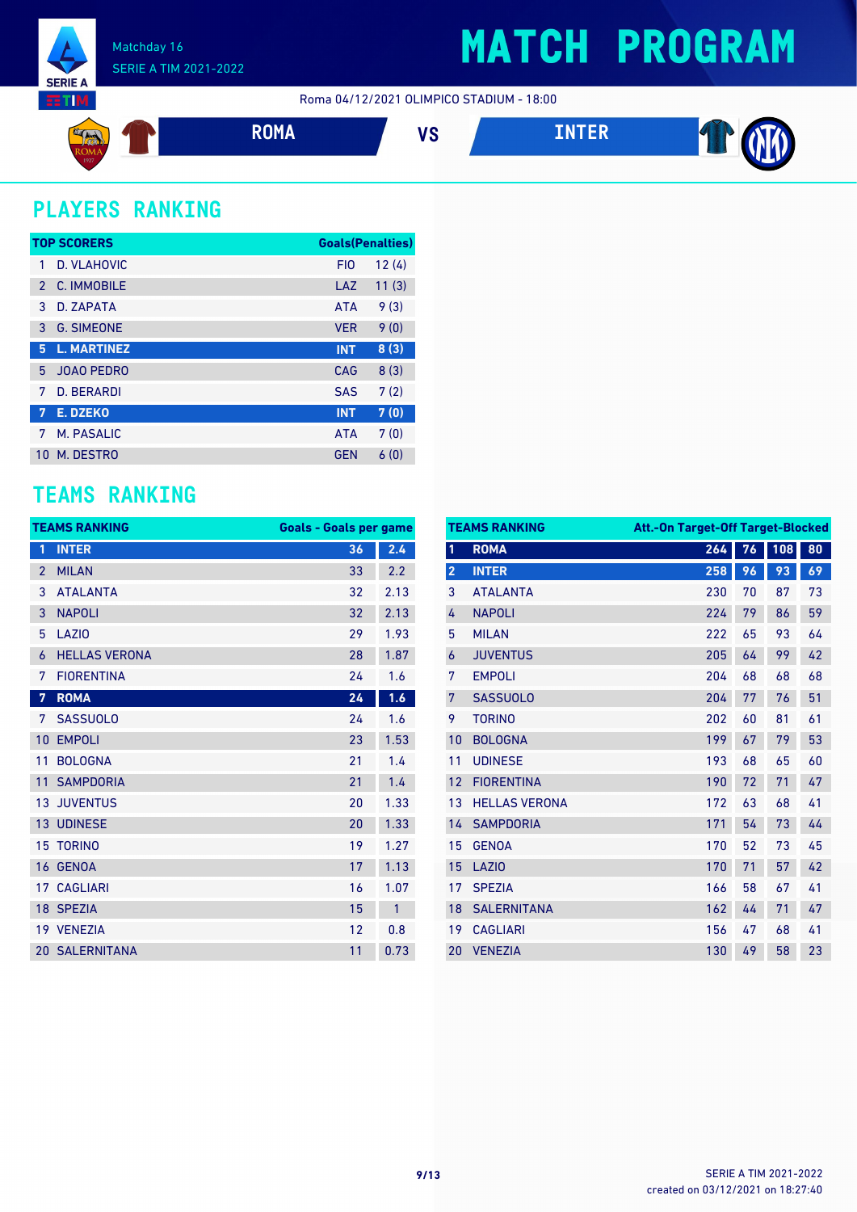# MATCH PROGRAM

Matchday 16

SERIE A TIM 2021-2022

Roma 04/12/2021 OLIMPICO STADIUM - 18:00

**ROMA** VS **INTER**

## PLAYERS RANKING

| | TOP SCORERS | | Goals(Penalties) |
|---|---|---|---|
| 1 | D. VLAHOVIC | FIO | 12 (4) |
| 2 | C. IMMOBILE | LAZ | 11 (3) |
| 3 | D. ZAPATA | ATA | 9 (3) |
| 3 | G. SIMEONE | VER | 9 (0) |
| 5 | L. MARTINEZ | INT | 8 (3) |
| 5 | JOAO PEDRO | CAG | 8 (3) |
| 7 | D. BERARDI | SAS | 7 (2) |
| 7 | E. DZEKO | INT | 7 (0) |
| 7 | M. PASALIC | ATA | 7 (0) |
| 10 | M. DESTRO | GEN | 6 (0) |

## TEAMS RANKING

| | TEAMS RANKING | Goals | Goals per game |
|---|---|---|---|
| 1 | INTER | 36 | 2.4 |
| 2 | MILAN | 33 | 2.2 |
| 3 | ATALANTA | 32 | 2.13 |
| 3 | NAPOLI | 32 | 2.13 |
| 5 | LAZIO | 29 | 1.93 |
| 6 | HELLAS VERONA | 28 | 1.87 |
| 7 | FIORENTINA | 24 | 1.6 |
| 7 | ROMA | 24 | 1.6 |
| 7 | SASSUOLO | 24 | 1.6 |
| 10 | EMPOLI | 23 | 1.53 |
| 11 | BOLOGNA | 21 | 1.4 |
| 11 | SAMPDORIA | 21 | 1.4 |
| 13 | JUVENTUS | 20 | 1.33 |
| 13 | UDINESE | 20 | 1.33 |
| 15 | TORINO | 19 | 1.27 |
| 16 | GENOA | 17 | 1.13 |
| 17 | CAGLIARI | 16 | 1.07 |
| 18 | SPEZIA | 15 | 1 |
| 19 | VENEZIA | 12 | 0.8 |
| 20 | SALERNITANA | 11 | 0.73 |

| | TEAMS RANKING | Att. | On Target | Off Target | Blocked |
|---|---|---|---|---|---|
| 1 | ROMA | 264 | 76 | 108 | 80 |
| 2 | INTER | 258 | 96 | 93 | 69 |
| 3 | ATALANTA | 230 | 70 | 87 | 73 |
| 4 | NAPOLI | 224 | 79 | 86 | 59 |
| 5 | MILAN | 222 | 65 | 93 | 64 |
| 6 | JUVENTUS | 205 | 64 | 99 | 42 |
| 7 | EMPOLI | 204 | 68 | 68 | 68 |
| 7 | SASSUOLO | 204 | 77 | 76 | 51 |
| 9 | TORINO | 202 | 60 | 81 | 61 |
| 10 | BOLOGNA | 199 | 67 | 79 | 53 |
| 11 | UDINESE | 193 | 68 | 65 | 60 |
| 12 | FIORENTINA | 190 | 72 | 71 | 47 |
| 13 | HELLAS VERONA | 172 | 63 | 68 | 41 |
| 14 | SAMPDORIA | 171 | 54 | 73 | 44 |
| 15 | GENOA | 170 | 52 | 73 | 45 |
| 15 | LAZIO | 170 | 71 | 57 | 42 |
| 17 | SPEZIA | 166 | 58 | 67 | 41 |
| 18 | SALERNITANA | 162 | 44 | 71 | 47 |
| 19 | CAGLIARI | 156 | 47 | 68 | 41 |
| 20 | VENEZIA | 130 | 49 | 58 | 23 |

SERIE A TIM 2021-2022

created on 03/12/2021 on 18:27:40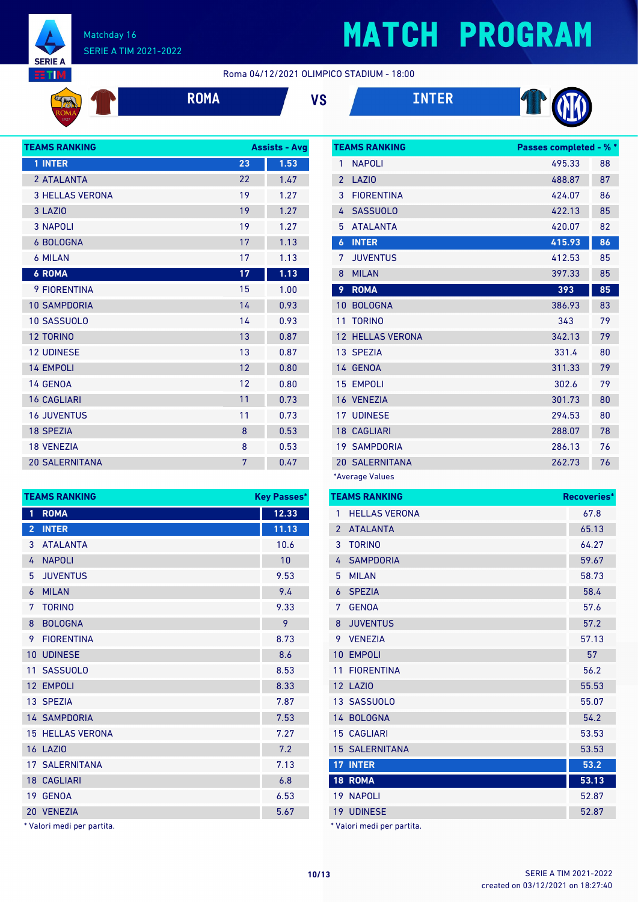Matchday 16
SERIE A TIM 2021-2022

# MATCH PROGRAM

Roma 04/12/2021 OLIMPICO STADIUM - 18:00

**ROMA** VS **INTER**

| TEAMS RANKING | Assists | Avg |
|---|---|---|
| 1 INTER | 23 | 1.53 |
| 2 ATALANTA | 22 | 1.47 |
| 3 HELLAS VERONA | 19 | 1.27 |
| 3 LAZIO | 19 | 1.27 |
| 3 NAPOLI | 19 | 1.27 |
| 6 BOLOGNA | 17 | 1.13 |
| 6 MILAN | 17 | 1.13 |
| 6 ROMA | 17 | 1.13 |
| 9 FIORENTINA | 15 | 1.00 |
| 10 SAMPDORIA | 14 | 0.93 |
| 10 SASSUOLO | 14 | 0.93 |
| 12 TORINO | 13 | 0.87 |
| 12 UDINESE | 13 | 0.87 |
| 14 EMPOLI | 12 | 0.80 |
| 14 GENOA | 12 | 0.80 |
| 16 CAGLIARI | 11 | 0.73 |
| 16 JUVENTUS | 11 | 0.73 |
| 18 SPEZIA | 8 | 0.53 |
| 18 VENEZIA | 8 | 0.53 |
| 20 SALERNITANA | 7 | 0.47 |

| TEAMS RANKING | Passes completed* | %* |
|---|---|---|
| 1 NAPOLI | 495.33 | 88 |
| 2 LAZIO | 488.87 | 87 |
| 3 FIORENTINA | 424.07 | 86 |
| 4 SASSUOLO | 422.13 | 85 |
| 5 ATALANTA | 420.07 | 82 |
| 6 INTER | 415.93 | 86 |
| 7 JUVENTUS | 412.53 | 85 |
| 8 MILAN | 397.33 | 85 |
| 9 ROMA | 393 | 85 |
| 10 BOLOGNA | 386.93 | 83 |
| 11 TORINO | 343 | 79 |
| 12 HELLAS VERONA | 342.13 | 79 |
| 13 SPEZIA | 331.4 | 80 |
| 14 GENOA | 311.33 | 79 |
| 15 EMPOLI | 302.6 | 79 |
| 16 VENEZIA | 301.73 | 80 |
| 17 UDINESE | 294.53 | 80 |
| 18 CAGLIARI | 288.07 | 78 |
| 19 SAMPDORIA | 286.13 | 76 |
| 20 SALERNITANA | 262.73 | 76 |

*Average Values

| TEAMS RANKING | Key Passes* |
|---|---|
| 1 ROMA | 12.33 |
| 2 INTER | 11.13 |
| 3 ATALANTA | 10.6 |
| 4 NAPOLI | 10 |
| 5 JUVENTUS | 9.53 |
| 6 MILAN | 9.4 |
| 7 TORINO | 9.33 |
| 8 BOLOGNA | 9 |
| 9 FIORENTINA | 8.73 |
| 10 UDINESE | 8.6 |
| 11 SASSUOLO | 8.53 |
| 12 EMPOLI | 8.33 |
| 13 SPEZIA | 7.87 |
| 14 SAMPDORIA | 7.53 |
| 15 HELLAS VERONA | 7.27 |
| 16 LAZIO | 7.2 |
| 17 SALERNITANA | 7.13 |
| 18 CAGLIARI | 6.8 |
| 19 GENOA | 6.53 |
| 20 VENEZIA | 5.67 |

* Valori medi per partita.

| TEAMS RANKING | Recoveries* |
|---|---|
| 1 HELLAS VERONA | 67.8 |
| 2 ATALANTA | 65.13 |
| 3 TORINO | 64.27 |
| 4 SAMPDORIA | 59.67 |
| 5 MILAN | 58.73 |
| 6 SPEZIA | 58.4 |
| 7 GENOA | 57.6 |
| 8 JUVENTUS | 57.2 |
| 9 VENEZIA | 57.13 |
| 10 EMPOLI | 57 |
| 11 FIORENTINA | 56.2 |
| 12 LAZIO | 55.53 |
| 13 SASSUOLO | 55.07 |
| 14 BOLOGNA | 54.2 |
| 15 CAGLIARI | 53.53 |
| 15 SALERNITANA | 53.53 |
| 17 INTER | 53.2 |
| 18 ROMA | 53.13 |
| 19 NAPOLI | 52.87 |
| 19 UDINESE | 52.87 |

* Valori medi per partita.

SERIE A TIM 2021-2022
created on 03/12/2021 on 18:27:40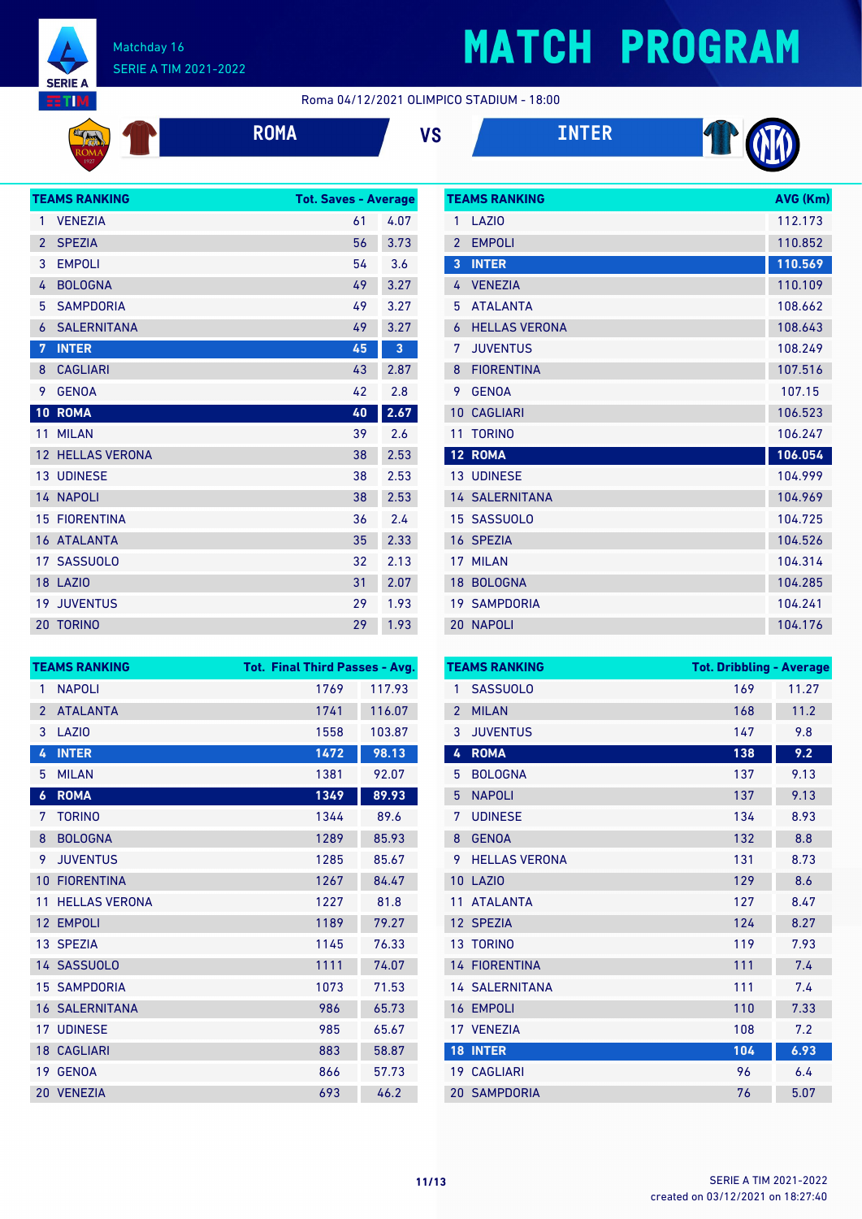# MATCH PROGRAM

Matchday 16
SERIE A TIM 2021-2022

Roma 04/12/2021 OLIMPICO STADIUM - 18:00

**ROMA** VS **INTER**

| TEAMS RANKING | | Tot. Saves | Average |
|---|---|---|---|
| 1 | VENEZIA | 61 | 4.07 |
| 2 | SPEZIA | 56 | 3.73 |
| 3 | EMPOLI | 54 | 3.6 |
| 4 | BOLOGNA | 49 | 3.27 |
| 5 | SAMPDORIA | 49 | 3.27 |
| 6 | SALERNITANA | 49 | 3.27 |
| 7 | INTER | 45 | 3 |
| 8 | CAGLIARI | 43 | 2.87 |
| 9 | GENOA | 42 | 2.8 |
| 10 | ROMA | 40 | 2.67 |
| 11 | MILAN | 39 | 2.6 |
| 12 | HELLAS VERONA | 38 | 2.53 |
| 13 | UDINESE | 38 | 2.53 |
| 14 | NAPOLI | 38 | 2.53 |
| 15 | FIORENTINA | 36 | 2.4 |
| 16 | ATALANTA | 35 | 2.33 |
| 17 | SASSUOLO | 32 | 2.13 |
| 18 | LAZIO | 31 | 2.07 |
| 19 | JUVENTUS | 29 | 1.93 |
| 20 | TORINO | 29 | 1.93 |

| TEAMS RANKING | | AVG (Km) |
|---|---|---|
| 1 | LAZIO | 112.173 |
| 2 | EMPOLI | 110.852 |
| 3 | INTER | 110.569 |
| 4 | VENEZIA | 110.109 |
| 5 | ATALANTA | 108.662 |
| 6 | HELLAS VERONA | 108.643 |
| 7 | JUVENTUS | 108.249 |
| 8 | FIORENTINA | 107.516 |
| 9 | GENOA | 107.15 |
| 10 | CAGLIARI | 106.523 |
| 11 | TORINO | 106.247 |
| 12 | ROMA | 106.054 |
| 13 | UDINESE | 104.999 |
| 14 | SALERNITANA | 104.969 |
| 15 | SASSUOLO | 104.725 |
| 16 | SPEZIA | 104.526 |
| 17 | MILAN | 104.314 |
| 18 | BOLOGNA | 104.285 |
| 19 | SAMPDORIA | 104.241 |
| 20 | NAPOLI | 104.176 |

| TEAMS RANKING | | Tot. Final Third Passes | Avg. |
|---|---|---|---|
| 1 | NAPOLI | 1769 | 117.93 |
| 2 | ATALANTA | 1741 | 116.07 |
| 3 | LAZIO | 1558 | 103.87 |
| 4 | INTER | 1472 | 98.13 |
| 5 | MILAN | 1381 | 92.07 |
| 6 | ROMA | 1349 | 89.93 |
| 7 | TORINO | 1344 | 89.6 |
| 8 | BOLOGNA | 1289 | 85.93 |
| 9 | JUVENTUS | 1285 | 85.67 |
| 10 | FIORENTINA | 1267 | 84.47 |
| 11 | HELLAS VERONA | 1227 | 81.8 |
| 12 | EMPOLI | 1189 | 79.27 |
| 13 | SPEZIA | 1145 | 76.33 |
| 14 | SASSUOLO | 1111 | 74.07 |
| 15 | SAMPDORIA | 1073 | 71.53 |
| 16 | SALERNITANA | 986 | 65.73 |
| 17 | UDINESE | 985 | 65.67 |
| 18 | CAGLIARI | 883 | 58.87 |
| 19 | GENOA | 866 | 57.73 |
| 20 | VENEZIA | 693 | 46.2 |

| TEAMS RANKING | | Tot. Dribbling | Average |
|---|---|---|---|
| 1 | SASSUOLO | 169 | 11.27 |
| 2 | MILAN | 168 | 11.2 |
| 3 | JUVENTUS | 147 | 9.8 |
| 4 | ROMA | 138 | 9.2 |
| 5 | BOLOGNA | 137 | 9.13 |
| 5 | NAPOLI | 137 | 9.13 |
| 7 | UDINESE | 134 | 8.93 |
| 8 | GENOA | 132 | 8.8 |
| 9 | HELLAS VERONA | 131 | 8.73 |
| 10 | LAZIO | 129 | 8.6 |
| 11 | ATALANTA | 127 | 8.47 |
| 12 | SPEZIA | 124 | 8.27 |
| 13 | TORINO | 119 | 7.93 |
| 14 | FIORENTINA | 111 | 7.4 |
| 14 | SALERNITANA | 111 | 7.4 |
| 16 | EMPOLI | 110 | 7.33 |
| 17 | VENEZIA | 108 | 7.2 |
| 18 | INTER | 104 | 6.93 |
| 19 | CAGLIARI | 96 | 6.4 |
| 20 | SAMPDORIA | 76 | 5.07 |

SERIE A TIM 2021-2022
created on 03/12/2021 on 18:27:40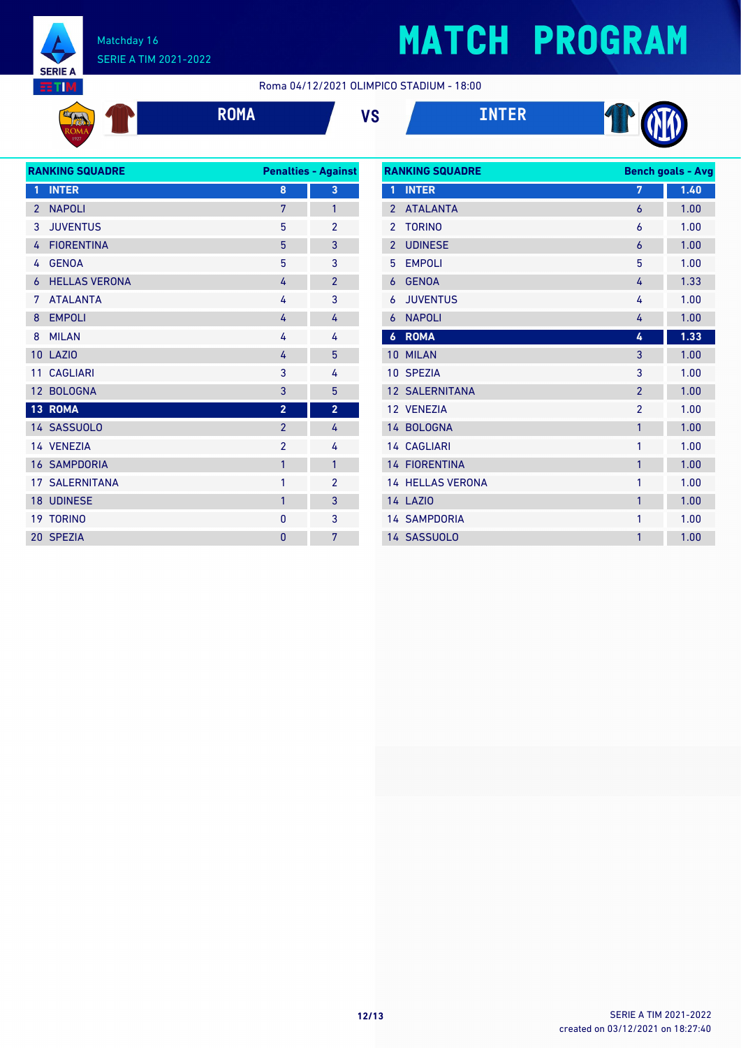# MATCH PROGRAM

Matchday 16
SERIE A TIM 2021-2022

Roma 04/12/2021 OLIMPICO STADIUM - 18:00

**ROMA** VS **INTER**

| RANKING SQUADRE | | Penalties | Against |
|---|---|---|---|
| 1 | INTER | 8 | 3 |
| 2 | NAPOLI | 7 | 1 |
| 3 | JUVENTUS | 5 | 2 |
| 4 | FIORENTINA | 5 | 3 |
| 4 | GENOA | 5 | 3 |
| 6 | HELLAS VERONA | 4 | 2 |
| 7 | ATALANTA | 4 | 3 |
| 8 | EMPOLI | 4 | 4 |
| 8 | MILAN | 4 | 4 |
| 10 | LAZIO | 4 | 5 |
| 11 | CAGLIARI | 3 | 4 |
| 12 | BOLOGNA | 3 | 5 |
| 13 | ROMA | 2 | 2 |
| 14 | SASSUOLO | 2 | 4 |
| 14 | VENEZIA | 2 | 4 |
| 16 | SAMPDORIA | 1 | 1 |
| 17 | SALERNITANA | 1 | 2 |
| 18 | UDINESE | 1 | 3 |
| 19 | TORINO | 0 | 3 |
| 20 | SPEZIA | 0 | 7 |

| RANKING SQUADRE | | Bench goals | Avg |
|---|---|---|---|
| 1 | INTER | 7 | 1.40 |
| 2 | ATALANTA | 6 | 1.00 |
| 2 | TORINO | 6 | 1.00 |
| 2 | UDINESE | 6 | 1.00 |
| 5 | EMPOLI | 5 | 1.00 |
| 6 | GENOA | 4 | 1.33 |
| 6 | JUVENTUS | 4 | 1.00 |
| 6 | NAPOLI | 4 | 1.00 |
| 6 | ROMA | 4 | 1.33 |
| 10 | MILAN | 3 | 1.00 |
| 10 | SPEZIA | 3 | 1.00 |
| 12 | SALERNITANA | 2 | 1.00 |
| 12 | VENEZIA | 2 | 1.00 |
| 14 | BOLOGNA | 1 | 1.00 |
| 14 | CAGLIARI | 1 | 1.00 |
| 14 | FIORENTINA | 1 | 1.00 |
| 14 | HELLAS VERONA | 1 | 1.00 |
| 14 | LAZIO | 1 | 1.00 |
| 14 | SAMPDORIA | 1 | 1.00 |
| 14 | SASSUOLO | 1 | 1.00 |

created on 03/12/2021 on 18:27:40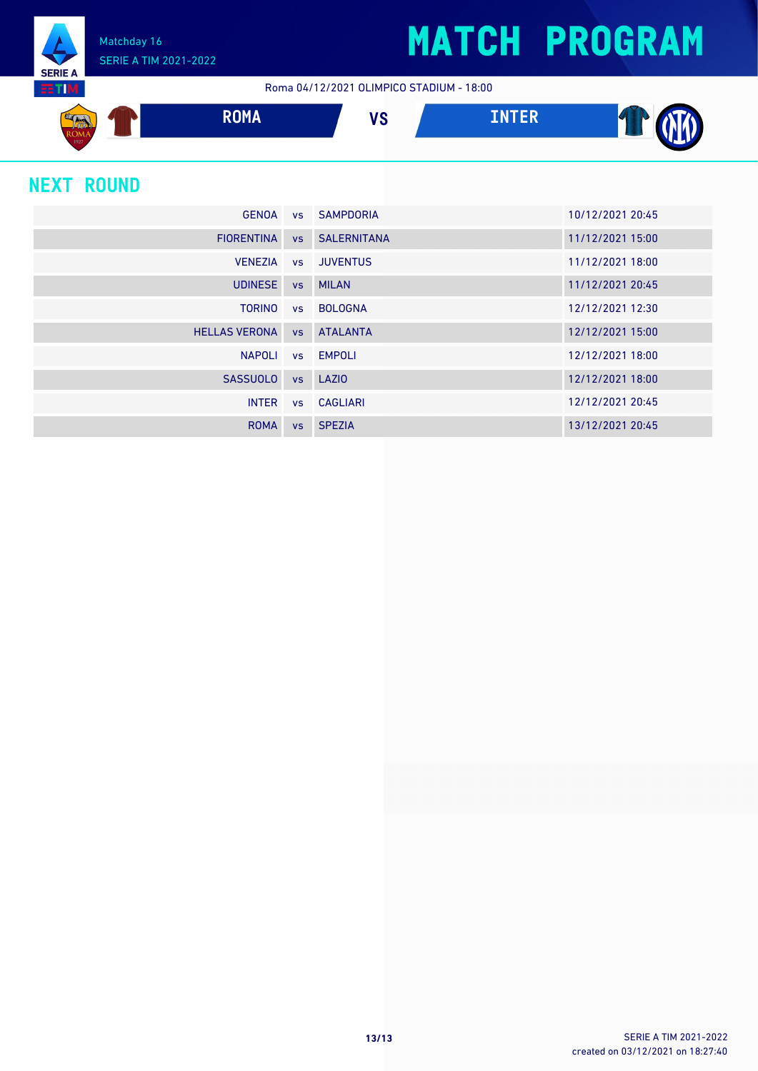# MATCH PROGRAM

Matchday 16
SERIE A TIM 2021-2022

Roma 04/12/2021 OLIMPICO STADIUM - 18:00

**ROMA** VS **INTER**

## NEXT ROUND

| | | | |
|---|---|---|---|
| GENOA | vs | SAMPDORIA | 10/12/2021 20:45 |
| FIORENTINA | vs | SALERNITANA | 11/12/2021 15:00 |
| VENEZIA | vs | JUVENTUS | 11/12/2021 18:00 |
| UDINESE | vs | MILAN | 11/12/2021 20:45 |
| TORINO | vs | BOLOGNA | 12/12/2021 12:30 |
| HELLAS VERONA | vs | ATALANTA | 12/12/2021 15:00 |
| NAPOLI | vs | EMPOLI | 12/12/2021 18:00 |
| SASSUOLO | vs | LAZIO | 12/12/2021 18:00 |
| INTER | vs | CAGLIARI | 12/12/2021 20:45 |
| ROMA | vs | SPEZIA | 13/12/2021 20:45 |

SERIE A TIM 2021-2022
created on 03/12/2021 on 18:27:40